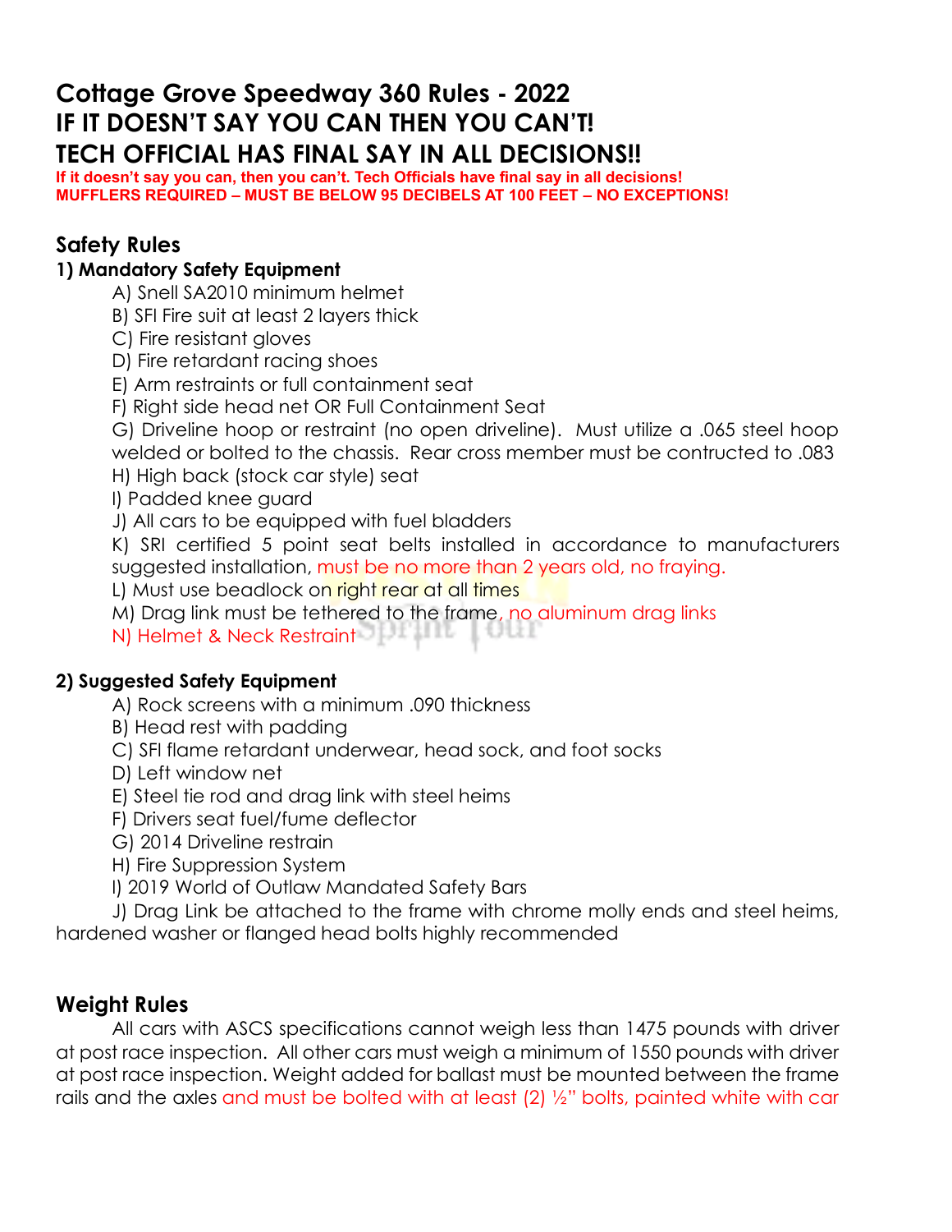# Cottage Grove Speedway 360 Rules - 2022
# IF IT DOESN'T SAY YOU CAN THEN YOU CAN'T!
# TECH OFFICIAL HAS FINAL SAY IN ALL DECISIONS!!

**If it doesn't say you can, then you can't. Tech Officials have final say in all decisions!**
**MUFFLERS REQUIRED – MUST BE BELOW 95 DECIBELS AT 100 FEET – NO EXCEPTIONS!**

## Safety Rules

### 1) Mandatory Safety Equipment

A) Snell SA2010 minimum helmet
B) SFI Fire suit at least 2 layers thick
C) Fire resistant gloves
D) Fire retardant racing shoes
E) Arm restraints or full containment seat
F) Right side head net OR Full Containment Seat
G) Driveline hoop or restraint (no open driveline). Must utilize a .065 steel hoop welded or bolted to the chassis. Rear cross member must be contructed to .083
H) High back (stock car style) seat
I) Padded knee guard
J) All cars to be equipped with fuel bladders
K) SRI certified 5 point seat belts installed in accordance to manufacturers suggested installation, must be no more than 2 years old, no fraying.
L) Must use beadlock on right rear at all times
M) Drag link must be tethered to the frame, no aluminum drag links
N) Helmet & Neck Restraint

### 2) Suggested Safety Equipment

A) Rock screens with a minimum .090 thickness
B) Head rest with padding
C) SFI flame retardant underwear, head sock, and foot socks
D) Left window net
E) Steel tie rod and drag link with steel heims
F) Drivers seat fuel/fume deflector
G) 2014 Driveline restrain
H) Fire Suppression System
I) 2019 World of Outlaw Mandated Safety Bars
J) Drag Link be attached to the frame with chrome molly ends and steel heims, hardened washer or flanged head bolts highly recommended

## Weight Rules

All cars with ASCS specifications cannot weigh less than 1475 pounds with driver at post race inspection. All other cars must weigh a minimum of 1550 pounds with driver at post race inspection. Weight added for ballast must be mounted between the frame rails and the axles and must be bolted with at least (2) ½" bolts, painted white with car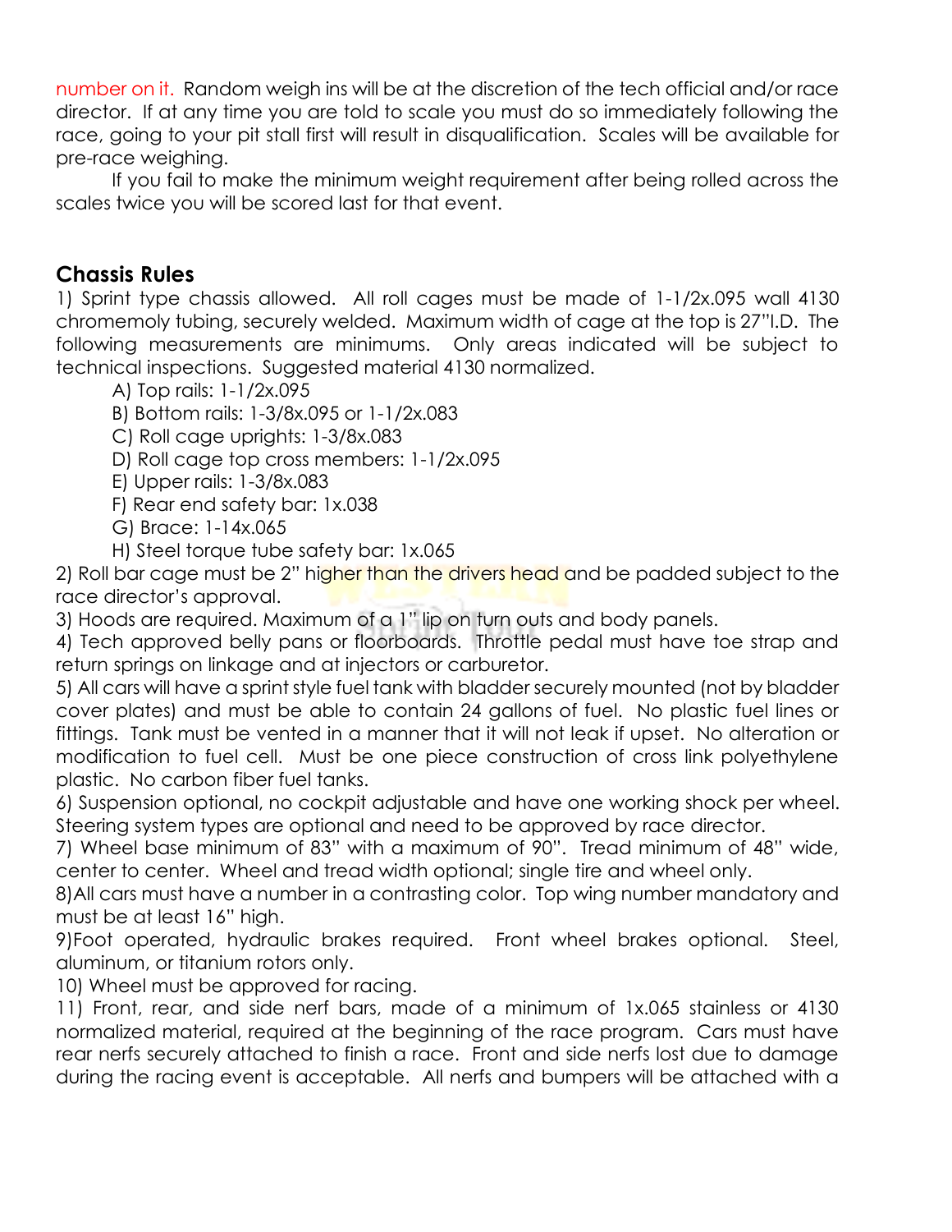number on it. Random weigh ins will be at the discretion of the tech official and/or race director. If at any time you are told to scale you must do so immediately following the race, going to your pit stall first will result in disqualification. Scales will be available for pre-race weighing.

If you fail to make the minimum weight requirement after being rolled across the scales twice you will be scored last for that event.

## Chassis Rules

1) Sprint type chassis allowed. All roll cages must be made of 1-1/2x.095 wall 4130 chromemoly tubing, securely welded. Maximum width of cage at the top is 27"I.D. The following measurements are minimums. Only areas indicated will be subject to technical inspections. Suggested material 4130 normalized.

   A) Top rails: 1-1/2x.095
   B) Bottom rails: 1-3/8x.095 or 1-1/2x.083
   C) Roll cage uprights: 1-3/8x.083
   D) Roll cage top cross members: 1-1/2x.095
   E) Upper rails: 1-3/8x.083
   F) Rear end safety bar: 1x.038
   G) Brace: 1-14x.065
   H) Steel torque tube safety bar: 1x.065

2) Roll bar cage must be 2" higher than the drivers head and be padded subject to the race director's approval.

3) Hoods are required. Maximum of a 1" lip on turn outs and body panels.

4) Tech approved belly pans or floorboards. Throttle pedal must have toe strap and return springs on linkage and at injectors or carburetor.

5) All cars will have a sprint style fuel tank with bladder securely mounted (not by bladder cover plates) and must be able to contain 24 gallons of fuel. No plastic fuel lines or fittings. Tank must be vented in a manner that it will not leak if upset. No alteration or modification to fuel cell. Must be one piece construction of cross link polyethylene plastic. No carbon fiber fuel tanks.

6) Suspension optional, no cockpit adjustable and have one working shock per wheel. Steering system types are optional and need to be approved by race director.

7) Wheel base minimum of 83" with a maximum of 90". Tread minimum of 48" wide, center to center. Wheel and tread width optional; single tire and wheel only.

8)All cars must have a number in a contrasting color. Top wing number mandatory and must be at least 16" high.

9)Foot operated, hydraulic brakes required. Front wheel brakes optional. Steel, aluminum, or titanium rotors only.

10) Wheel must be approved for racing.

11) Front, rear, and side nerf bars, made of a minimum of 1x.065 stainless or 4130 normalized material, required at the beginning of the race program. Cars must have rear nerfs securely attached to finish a race. Front and side nerfs lost due to damage during the racing event is acceptable. All nerfs and bumpers will be attached with a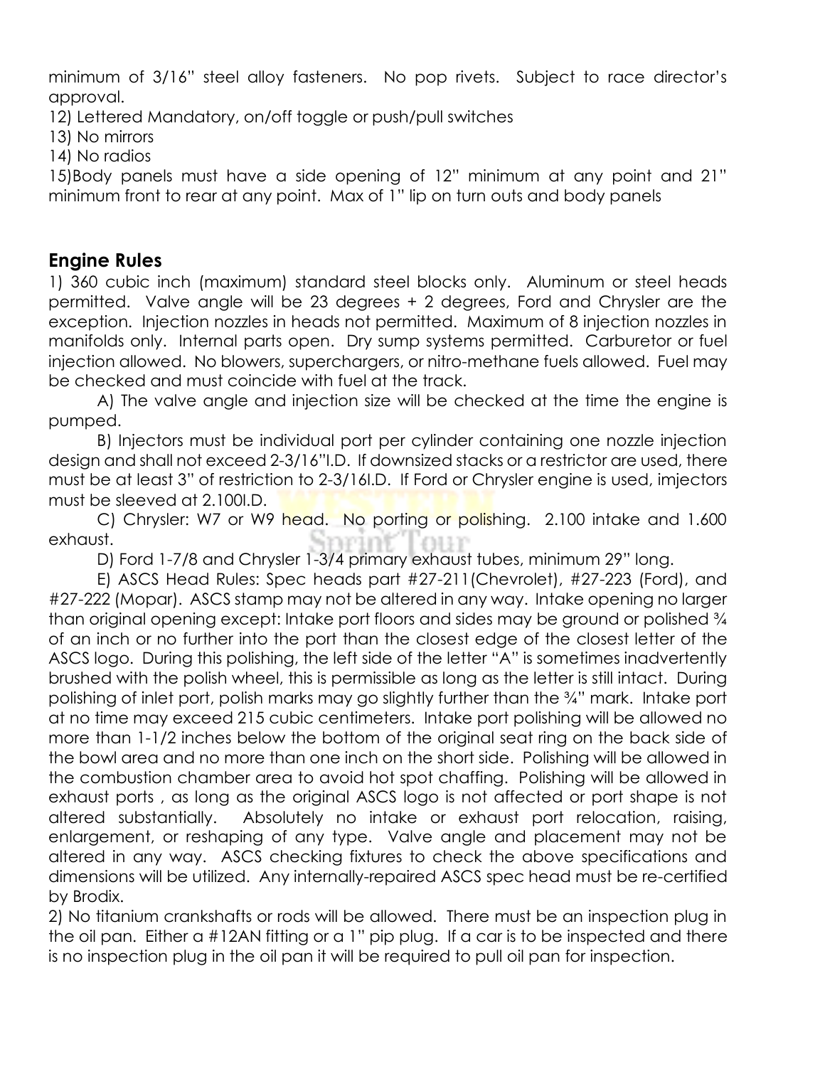minimum of 3/16" steel alloy fasteners. No pop rivets. Subject to race director's approval.

12) Lettered Mandatory, on/off toggle or push/pull switches

13) No mirrors

14) No radios

15)Body panels must have a side opening of 12" minimum at any point and 21" minimum front to rear at any point. Max of 1" lip on turn outs and body panels

## Engine Rules

1) 360 cubic inch (maximum) standard steel blocks only. Aluminum or steel heads permitted. Valve angle will be 23 degrees + 2 degrees, Ford and Chrysler are the exception. Injection nozzles in heads not permitted. Maximum of 8 injection nozzles in manifolds only. Internal parts open. Dry sump systems permitted. Carburetor or fuel injection allowed. No blowers, superchargers, or nitro-methane fuels allowed. Fuel may be checked and must coincide with fuel at the track.

A) The valve angle and injection size will be checked at the time the engine is pumped.

B) Injectors must be individual port per cylinder containing one nozzle injection design and shall not exceed 2-3/16"I.D. If downsized stacks or a restrictor are used, there must be at least 3" of restriction to 2-3/16I.D. If Ford or Chrysler engine is used, imjectors must be sleeved at 2.100I.D.

C) Chrysler: W7 or W9 head. No porting or polishing. 2.100 intake and 1.600 exhaust.

D) Ford 1-7/8 and Chrysler 1-3/4 primary exhaust tubes, minimum 29" long.

E) ASCS Head Rules: Spec heads part #27-211(Chevrolet), #27-223 (Ford), and #27-222 (Mopar). ASCS stamp may not be altered in any way. Intake opening no larger than original opening except: Intake port floors and sides may be ground or polished ¾ of an inch or no further into the port than the closest edge of the closest letter of the ASCS logo. During this polishing, the left side of the letter "A" is sometimes inadvertently brushed with the polish wheel, this is permissible as long as the letter is still intact. During polishing of inlet port, polish marks may go slightly further than the ¾" mark. Intake port at no time may exceed 215 cubic centimeters. Intake port polishing will be allowed no more than 1-1/2 inches below the bottom of the original seat ring on the back side of the bowl area and no more than one inch on the short side. Polishing will be allowed in the combustion chamber area to avoid hot spot chaffing. Polishing will be allowed in exhaust ports , as long as the original ASCS logo is not affected or port shape is not altered substantially. Absolutely no intake or exhaust port relocation, raising, enlargement, or reshaping of any type. Valve angle and placement may not be altered in any way. ASCS checking fixtures to check the above specifications and dimensions will be utilized. Any internally-repaired ASCS spec head must be re-certified by Brodix.

2) No titanium crankshafts or rods will be allowed. There must be an inspection plug in the oil pan. Either a #12AN fitting or a 1" pip plug. If a car is to be inspected and there is no inspection plug in the oil pan it will be required to pull oil pan for inspection.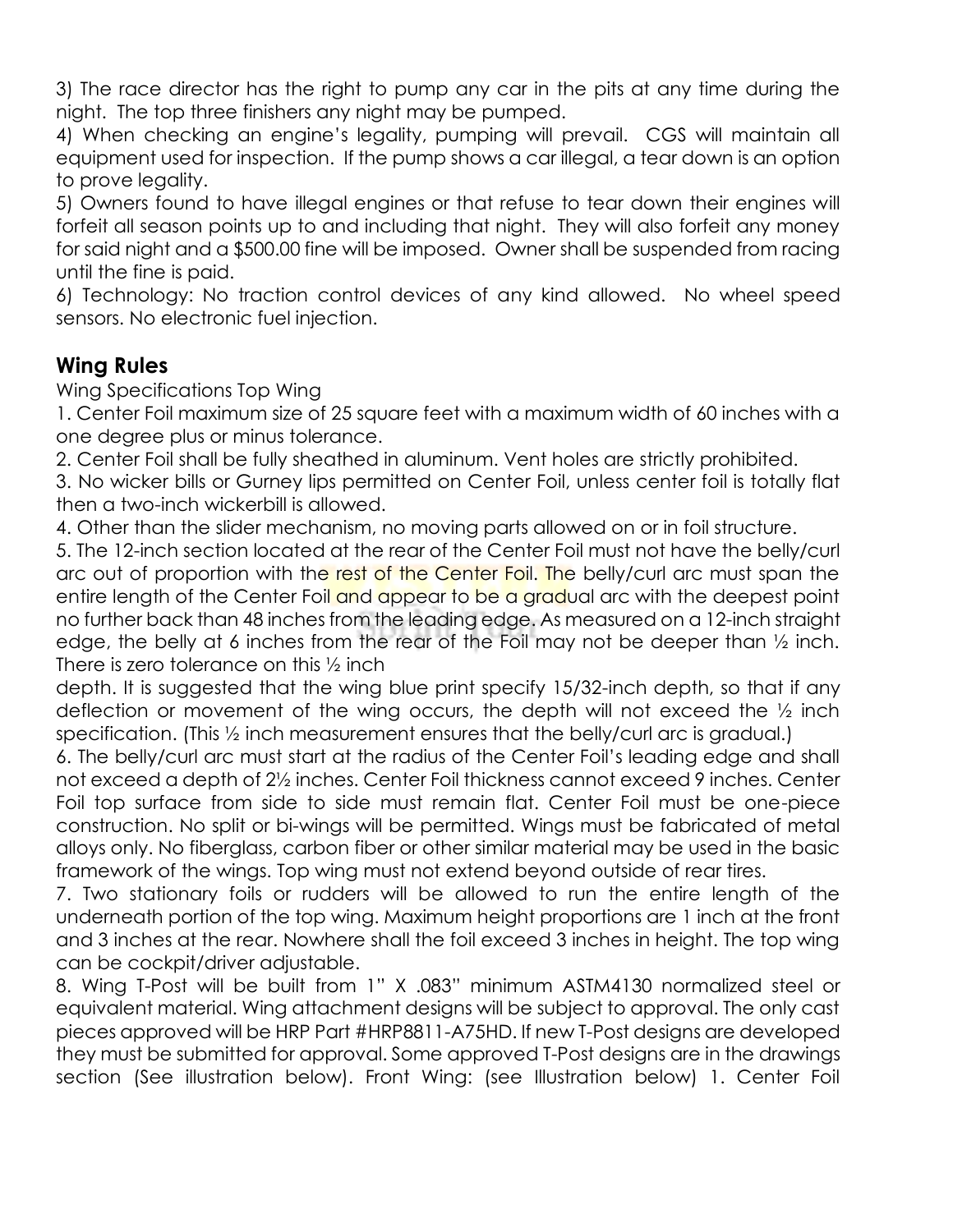3) The race director has the right to pump any car in the pits at any time during the night. The top three finishers any night may be pumped.
4) When checking an engine's legality, pumping will prevail. CGS will maintain all equipment used for inspection. If the pump shows a car illegal, a tear down is an option to prove legality.
5) Owners found to have illegal engines or that refuse to tear down their engines will forfeit all season points up to and including that night. They will also forfeit any money for said night and a $500.00 fine will be imposed. Owner shall be suspended from racing until the fine is paid.
6) Technology: No traction control devices of any kind allowed. No wheel speed sensors. No electronic fuel injection.

## Wing Rules

Wing Specifications Top Wing

1. Center Foil maximum size of 25 square feet with a maximum width of 60 inches with a one degree plus or minus tolerance.
2. Center Foil shall be fully sheathed in aluminum. Vent holes are strictly prohibited.
3. No wicker bills or Gurney lips permitted on Center Foil, unless center foil is totally flat then a two-inch wickerbill is allowed.
4. Other than the slider mechanism, no moving parts allowed on or in foil structure.
5. The 12-inch section located at the rear of the Center Foil must not have the belly/curl arc out of proportion with the rest of the Center Foil. The belly/curl arc must span the entire length of the Center Foil and appear to be a gradual arc with the deepest point no further back than 48 inches from the leading edge. As measured on a 12-inch straight edge, the belly at 6 inches from the rear of the Foil may not be deeper than ½ inch. There is zero tolerance on this ½ inch depth. It is suggested that the wing blue print specify 15/32-inch depth, so that if any deflection or movement of the wing occurs, the depth will not exceed the ½ inch specification. (This ½ inch measurement ensures that the belly/curl arc is gradual.)
6. The belly/curl arc must start at the radius of the Center Foil's leading edge and shall not exceed a depth of 2½ inches. Center Foil thickness cannot exceed 9 inches. Center Foil top surface from side to side must remain flat. Center Foil must be one-piece construction. No split or bi-wings will be permitted. Wings must be fabricated of metal alloys only. No fiberglass, carbon fiber or other similar material may be used in the basic framework of the wings. Top wing must not extend beyond outside of rear tires.
7. Two stationary foils or rudders will be allowed to run the entire length of the underneath portion of the top wing. Maximum height proportions are 1 inch at the front and 3 inches at the rear. Nowhere shall the foil exceed 3 inches in height. The top wing can be cockpit/driver adjustable.
8. Wing T-Post will be built from 1" X .083" minimum ASTM4130 normalized steel or equivalent material. Wing attachment designs will be subject to approval. The only cast pieces approved will be HRP Part #HRP8811-A75HD. If new T-Post designs are developed they must be submitted for approval. Some approved T-Post designs are in the drawings section (See illustration below). Front Wing: (see Illustration below) 1. Center Foil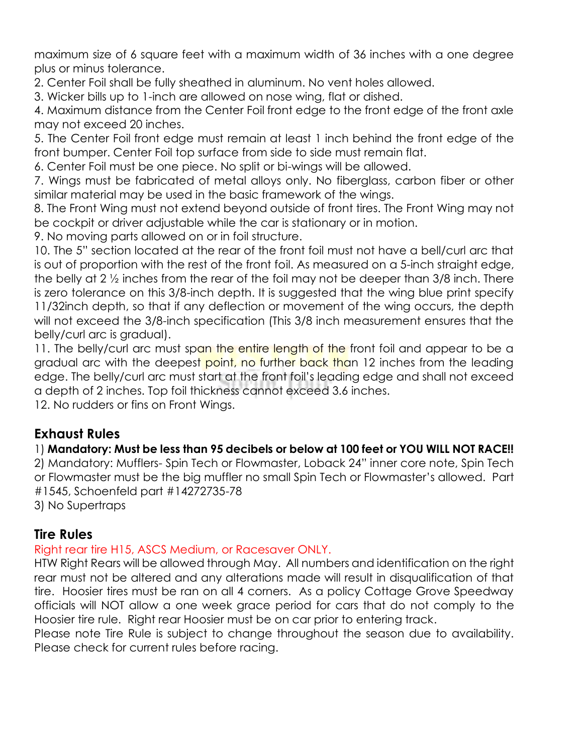maximum size of 6 square feet with a maximum width of 36 inches with a one degree plus or minus tolerance.

2. Center Foil shall be fully sheathed in aluminum. No vent holes allowed.
3. Wicker bills up to 1-inch are allowed on nose wing, flat or dished.
4. Maximum distance from the Center Foil front edge to the front edge of the front axle may not exceed 20 inches.
5. The Center Foil front edge must remain at least 1 inch behind the front edge of the front bumper. Center Foil top surface from side to side must remain flat.
6. Center Foil must be one piece. No split or bi-wings will be allowed.
7. Wings must be fabricated of metal alloys only. No fiberglass, carbon fiber or other similar material may be used in the basic framework of the wings.
8. The Front Wing must not extend beyond outside of front tires. The Front Wing may not be cockpit or driver adjustable while the car is stationary or in motion.
9. No moving parts allowed on or in foil structure.
10. The 5" section located at the rear of the front foil must not have a bell/curl arc that is out of proportion with the rest of the front foil. As measured on a 5-inch straight edge, the belly at 2 ½ inches from the rear of the foil may not be deeper than 3/8 inch. There is zero tolerance on this 3/8-inch depth. It is suggested that the wing blue print specify 11/32inch depth, so that if any deflection or movement of the wing occurs, the depth will not exceed the 3/8-inch specification (This 3/8 inch measurement ensures that the belly/curl arc is gradual).
11. The belly/curl arc must span the entire length of the front foil and appear to be a gradual arc with the deepest point, no further back than 12 inches from the leading edge. The belly/curl arc must start at the front foil's leading edge and shall not exceed a depth of 2 inches. Top foil thickness cannot exceed 3.6 inches.
12. No rudders or fins on Front Wings.

## Exhaust Rules

1) **Mandatory: Must be less than 95 decibels or below at 100 feet or YOU WILL NOT RACE!!**
2) Mandatory: Mufflers- Spin Tech or Flowmaster, Loback 24" inner core note, Spin Tech or Flowmaster must be the big muffler no small Spin Tech or Flowmaster's allowed. Part #1545, Schoenfeld part #14272735-78
3) No Supertraps

## Tire Rules

Right rear tire H15, ASCS Medium, or Racesaver ONLY.

HTW Right Rears will be allowed through May. All numbers and identification on the right rear must not be altered and any alterations made will result in disqualification of that tire. Hoosier tires must be ran on all 4 corners. As a policy Cottage Grove Speedway officials will NOT allow a one week grace period for cars that do not comply to the Hoosier tire rule. Right rear Hoosier must be on car prior to entering track.

Please note Tire Rule is subject to change throughout the season due to availability. Please check for current rules before racing.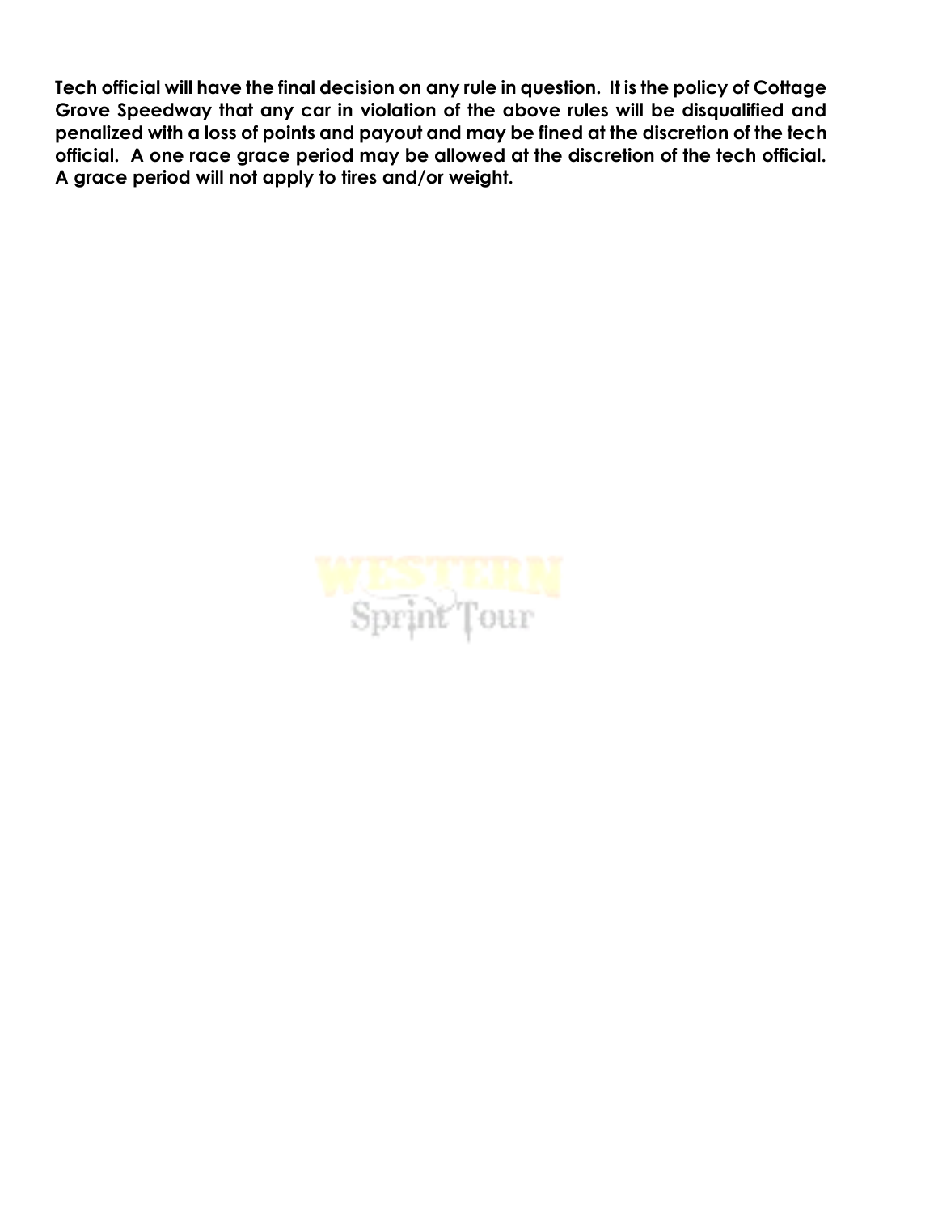**Tech official will have the final decision on any rule in question. It is the policy of Cottage Grove Speedway that any car in violation of the above rules will be disqualified and penalized with a loss of points and payout and may be fined at the discretion of the tech official. A one race grace period may be allowed at the discretion of the tech official. A grace period will not apply to tires and/or weight.**